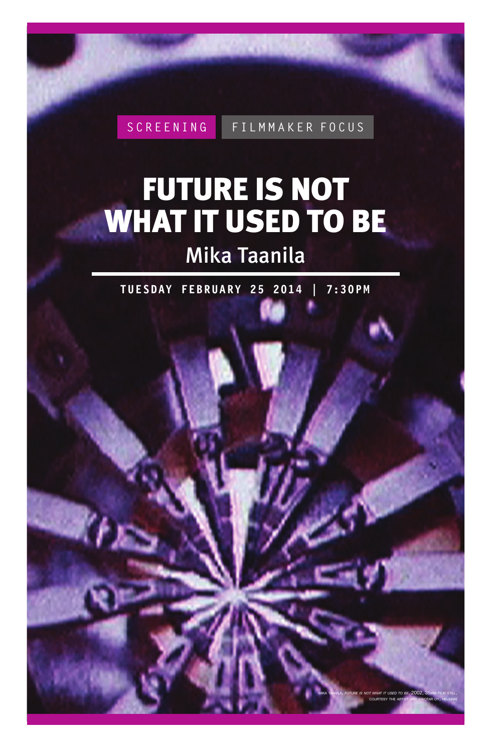SCREENING FILMMAKER FOCUS

# FUTURE IS NOT WHAT IT USED TO BE

## Mika Taanila

**TUESDAY FEBRUARY 25 2014 | 7:30PM**

MIKA TAANILA, *FUTURE IS NOT WHAT IT USED TO BE*, 2002, 35MM FILM STILL, COURTESY THE ARTIST AND KINOTAR OY, HELSINKI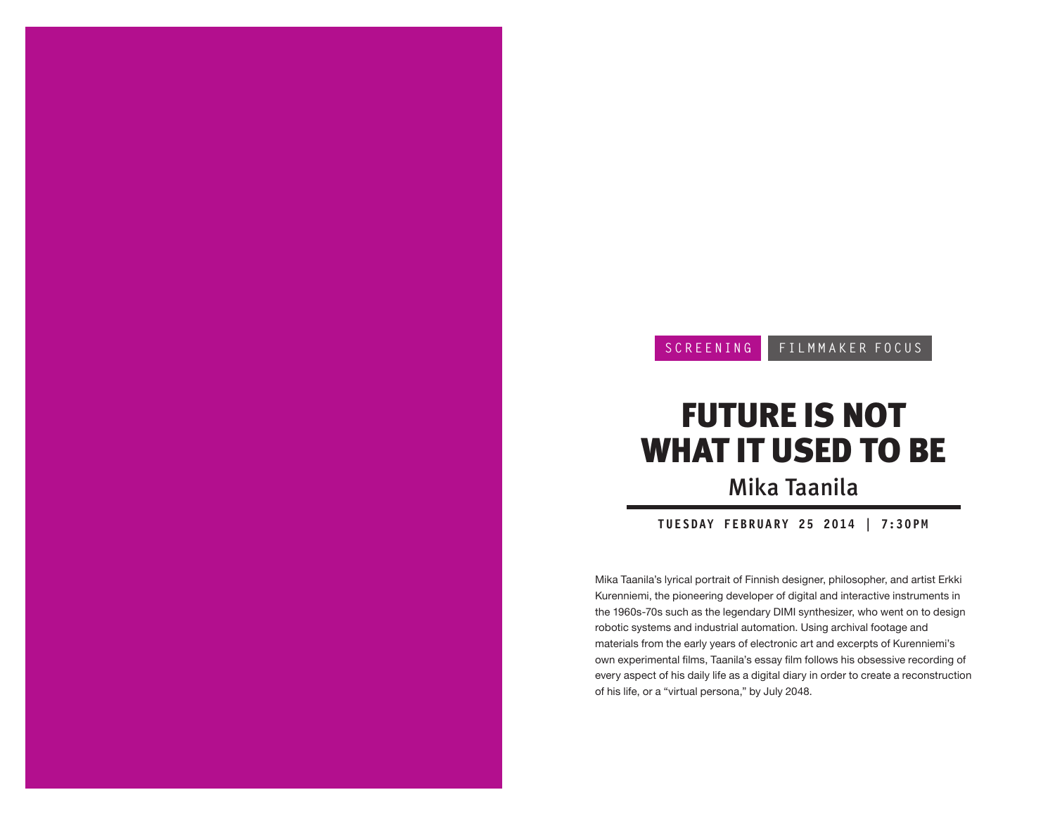SCREENING FILMMAKER FOCUS

# FUTURE IS NOT WHAT IT USED TO BE

## Mika Taanila

**TUESDAY FEBRUARY 25 2014 | 7:30PM**

Mika Taanila's lyrical portrait of Finnish designer, philosopher, and artist Erkki Kurenniemi, the pioneering developer of digital and interactive instruments in the 1960s-70s such as the legendary DIMI synthesizer, who went on to design robotic systems and industrial automation. Using archival footage and materials from the early years of electronic art and excerpts of Kurenniemi's own experimental films, Taanila's essay film follows his obsessive recording of every aspect of his daily life as a digital diary in order to create a reconstruction of his life, or a "virtual persona," by July 2048.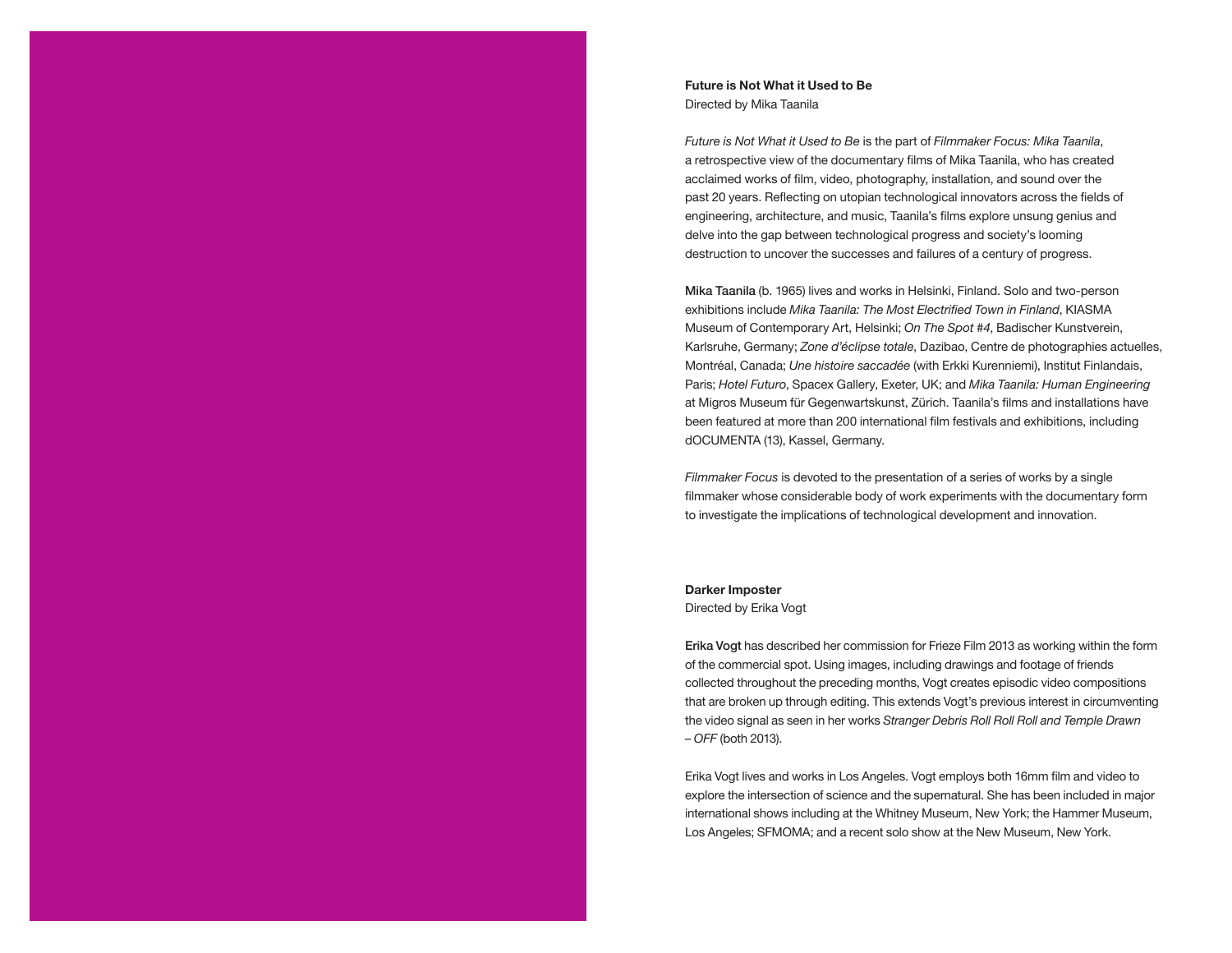**Future is Not What it Used to Be**
Directed by Mika Taanila

*Future is Not What it Used to Be* is the part of *Filmmaker Focus: Mika Taanila*, a retrospective view of the documentary films of Mika Taanila, who has created acclaimed works of film, video, photography, installation, and sound over the past 20 years. Reflecting on utopian technological innovators across the fields of engineering, architecture, and music, Taanila's films explore unsung genius and delve into the gap between technological progress and society's looming destruction to uncover the successes and failures of a century of progress.

**Mika Taanila** (b. 1965) lives and works in Helsinki, Finland. Solo and two-person exhibitions include *Mika Taanila: The Most Electrified Town in Finland*, KIASMA Museum of Contemporary Art, Helsinki; *On The Spot #4*, Badischer Kunstverein, Karlsruhe, Germany; *Zone d'éclipse totale*, Dazibao, Centre de photographies actuelles, Montréal, Canada; *Une histoire saccadée* (with Erkki Kurenniemi), Institut Finlandais, Paris; *Hotel Futuro*, Spacex Gallery, Exeter, UK; and *Mika Taanila: Human Engineering* at Migros Museum für Gegenwartskunst, Zürich. Taanila's films and installations have been featured at more than 200 international film festivals and exhibitions, including dOCUMENTA (13), Kassel, Germany.

*Filmmaker Focus* is devoted to the presentation of a series of works by a single filmmaker whose considerable body of work experiments with the documentary form to investigate the implications of technological development and innovation.

**Darker Imposter**
Directed by Erika Vogt

**Erika Vogt** has described her commission for Frieze Film 2013 as working within the form of the commercial spot. Using images, including drawings and footage of friends collected throughout the preceding months, Vogt creates episodic video compositions that are broken up through editing. This extends Vogt's previous interest in circumventing the video signal as seen in her works *Stranger Debris Roll Roll Roll and Temple Drawn – OFF* (both 2013).

Erika Vogt lives and works in Los Angeles. Vogt employs both 16mm film and video to explore the intersection of science and the supernatural. She has been included in major international shows including at the Whitney Museum, New York; the Hammer Museum, Los Angeles; SFMOMA; and a recent solo show at the New Museum, New York.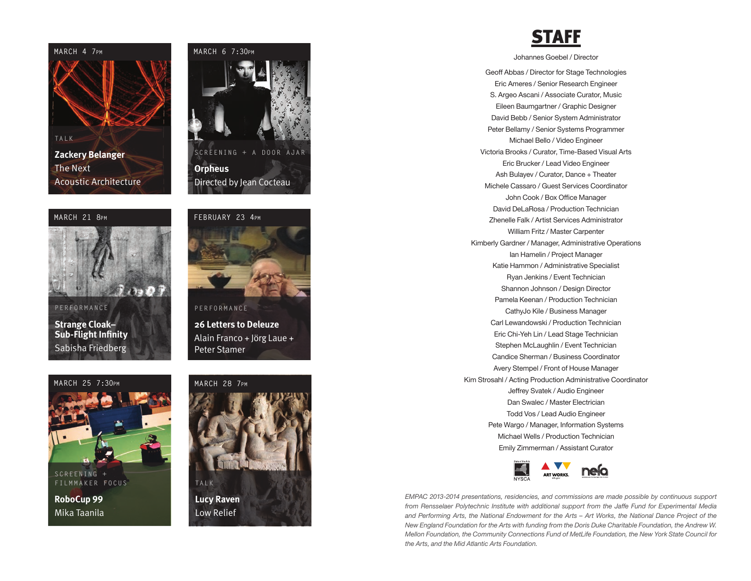MARCH 4 7PM

TALK

**Zackery Belanger**
The Next Acoustic Architecture

MARCH 6 7:30PM

SCREENING + A DOOR AJAR

**Orpheus**
Directed by Jean Cocteau

MARCH 21 8PM

PERFORMANCE

**Strange Cloak–Sub-Flight Infinity**
Sabisha Friedberg

FEBRUARY 23 4PM

PERFORMANCE

**26 Letters to Deleuze**
Alain Franco + Jörg Laue + Peter Stamer

MARCH 25 7:30PM

SCREENING + FILMMAKER FOCUS

**RoboCup 99**
Mika Taanila

MARCH 28 7PM

TALK

**Lucy Raven**
Low Relief

# STAFF

Johannes Goebel / Director

Geoff Abbas / Director for Stage Technologies
Eric Ameres / Senior Research Engineer
S. Argeo Ascani / Associate Curator, Music
Eileen Baumgartner / Graphic Designer
David Bebb / Senior System Administrator
Peter Bellamy / Senior Systems Programmer
Michael Bello / Video Engineer
Victoria Brooks / Curator, Time-Based Visual Arts
Eric Brucker / Lead Video Engineer
Ash Bulayev / Curator, Dance + Theater
Michele Cassaro / Guest Services Coordinator
John Cook / Box Office Manager
David DeLaRosa / Production Technician
Zhenelle Falk / Artist Services Administrator
William Fritz / Master Carpenter
Kimberly Gardner / Manager, Administrative Operations
Ian Hamelin / Project Manager
Katie Hammon / Administrative Specialist
Ryan Jenkins / Event Technician
Shannon Johnson / Design Director
Pamela Keenan / Production Technician
CathyJo Kile / Business Manager
Carl Lewandowski / Production Technician
Eric Chi-Yeh Lin / Lead Stage Technician
Stephen McLaughlin / Event Technician
Candice Sherman / Business Coordinator
Avery Stempel / Front of House Manager
Kim Strosahl / Acting Production Administrative Coordinator
Jeffrey Svatek / Audio Engineer
Dan Swalec / Master Electrician
Todd Vos / Lead Audio Engineer
Pete Wargo / Manager, Information Systems
Michael Wells / Production Technician
Emily Zimmerman / Assistant Curator

NYSCA ART WORKS. nefa

*EMPAC 2013-2014 presentations, residencies, and commissions are made possible by continuous support from Rensselaer Polytechnic Institute with additional support from the Jaffe Fund for Experimental Media and Performing Arts, the National Endowment for the Arts – Art Works, the National Dance Project of the New England Foundation for the Arts with funding from the Doris Duke Charitable Foundation, the Andrew W. Mellon Foundation, the Community Connections Fund of MetLife Foundation, the New York State Council for the Arts, and the Mid Atlantic Arts Foundation.*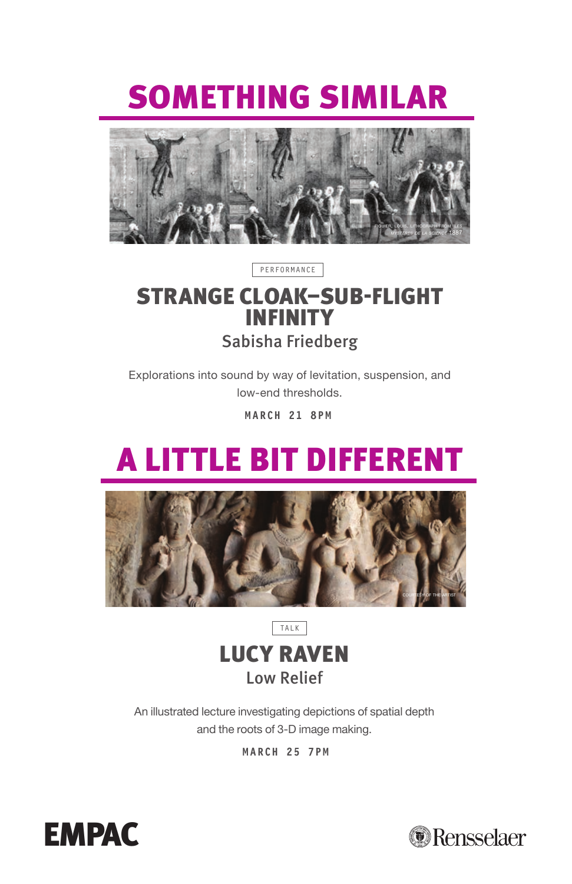# SOMETHING SIMILAR

FIGUIER, LOUIS. LITHOGRAPH FROM *LES MYSTÈRES DE LA SCIENCE* 1887

PERFORMANCE

## STRANGE CLOAK–SUB-FLIGHT INFINITY

### Sabisha Friedberg

Explorations into sound by way of levitation, suspension, and low-end thresholds.

**MARCH 21 8PM**

# A LITTLE BIT DIFFERENT

COURTESY OF THE ARTIST

TALK

## LUCY RAVEN

### Low Relief

An illustrated lecture investigating depictions of spatial depth and the roots of 3-D image making.

**MARCH 25 7PM**

EMPAC

Rensselaer